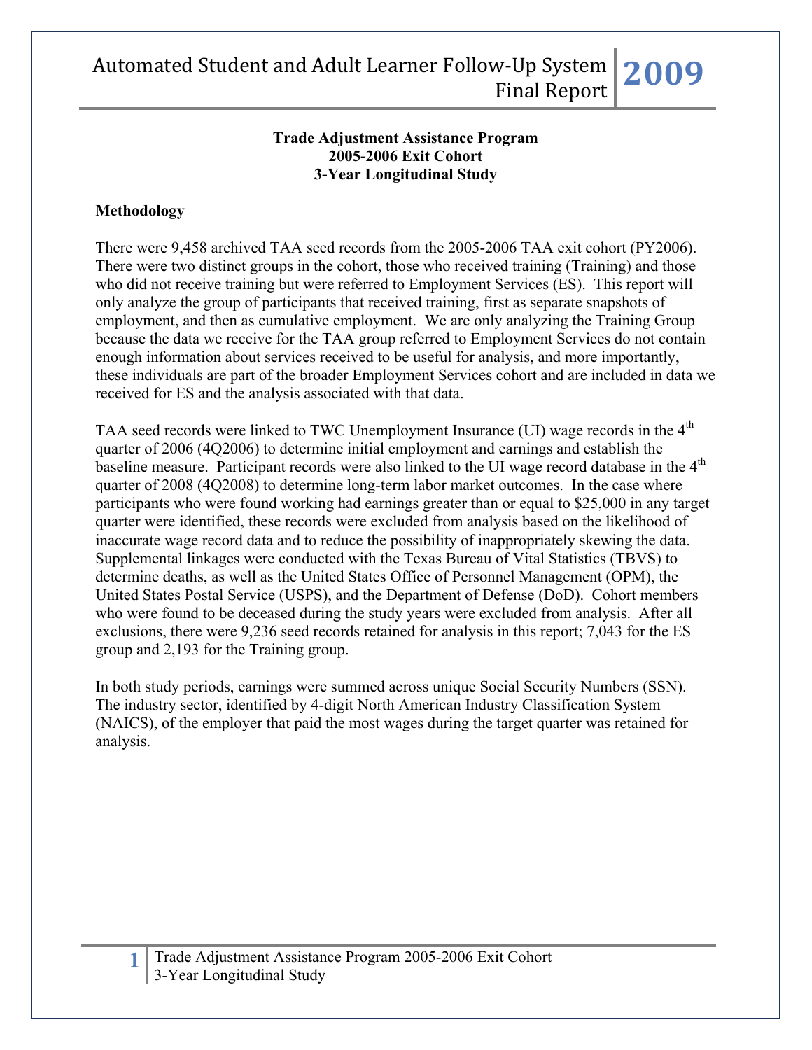# Trade Adjustment Assistance Program
## 2005-2006 Exit Cohort
## 3-Year Longitudinal Study

### Methodology

There were 9,458 archived TAA seed records from the 2005-2006 TAA exit cohort (PY2006). There were two distinct groups in the cohort, those who received training (Training) and those who did not receive training but were referred to Employment Services (ES). This report will only analyze the group of participants that received training, first as separate snapshots of employment, and then as cumulative employment. We are only analyzing the Training Group because the data we receive for the TAA group referred to Employment Services do not contain enough information about services received to be useful for analysis, and more importantly, these individuals are part of the broader Employment Services cohort and are included in data we received for ES and the analysis associated with that data.

TAA seed records were linked to TWC Unemployment Insurance (UI) wage records in the 4th quarter of 2006 (4Q2006) to determine initial employment and earnings and establish the baseline measure. Participant records were also linked to the UI wage record database in the 4th quarter of 2008 (4Q2008) to determine long-term labor market outcomes. In the case where participants who were found working had earnings greater than or equal to $25,000 in any target quarter were identified, these records were excluded from analysis based on the likelihood of inaccurate wage record data and to reduce the possibility of inappropriately skewing the data. Supplemental linkages were conducted with the Texas Bureau of Vital Statistics (TBVS) to determine deaths, as well as the United States Office of Personnel Management (OPM), the United States Postal Service (USPS), and the Department of Defense (DoD). Cohort members who were found to be deceased during the study years were excluded from analysis. After all exclusions, there were 9,236 seed records retained for analysis in this report; 7,043 for the ES group and 2,193 for the Training group.

In both study periods, earnings were summed across unique Social Security Numbers (SSN). The industry sector, identified by 4-digit North American Industry Classification System (NAICS), of the employer that paid the most wages during the target quarter was retained for analysis.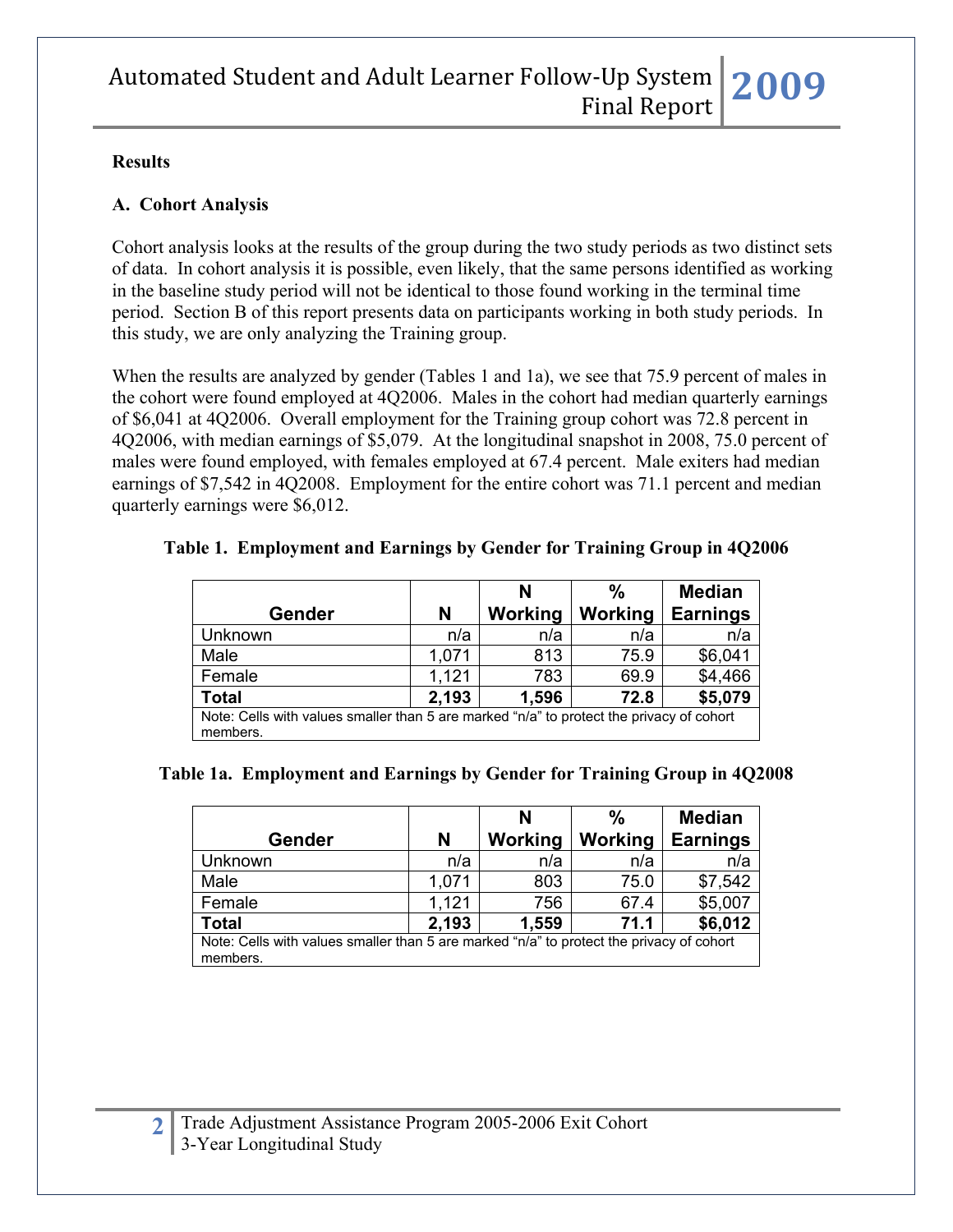## Results

### A. Cohort Analysis

Cohort analysis looks at the results of the group during the two study periods as two distinct sets of data. In cohort analysis it is possible, even likely, that the same persons identified as working in the baseline study period will not be identical to those found working in the terminal time period. Section B of this report presents data on participants working in both study periods. In this study, we are only analyzing the Training group.

When the results are analyzed by gender (Tables 1 and 1a), we see that 75.9 percent of males in the cohort were found employed at 4Q2006. Males in the cohort had median quarterly earnings of $6,041 at 4Q2006. Overall employment for the Training group cohort was 72.8 percent in 4Q2006, with median earnings of $5,079. At the longitudinal snapshot in 2008, 75.0 percent of males were found employed, with females employed at 67.4 percent. Male exiters had median earnings of $7,542 in 4Q2008. Employment for the entire cohort was 71.1 percent and median quarterly earnings were $6,012.

**Table 1. Employment and Earnings by Gender for Training Group in 4Q2006**

| Gender | N | N Working | % Working | Median Earnings |
|---|---|---|---|---|
| Unknown | n/a | n/a | n/a | n/a |
| Male | 1,071 | 813 | 75.9 | $6,041 |
| Female | 1,121 | 783 | 69.9 | $4,466 |
| **Total** | **2,193** | **1,596** | **72.8** | **$5,079** |

Note: Cells with values smaller than 5 are marked "n/a" to protect the privacy of cohort members.

**Table 1a. Employment and Earnings by Gender for Training Group in 4Q2008**

| Gender | N | N Working | % Working | Median Earnings |
|---|---|---|---|---|
| Unknown | n/a | n/a | n/a | n/a |
| Male | 1,071 | 803 | 75.0 | $7,542 |
| Female | 1,121 | 756 | 67.4 | $5,007 |
| **Total** | **2,193** | **1,559** | **71.1** | **$6,012** |

Note: Cells with values smaller than 5 are marked "n/a" to protect the privacy of cohort members.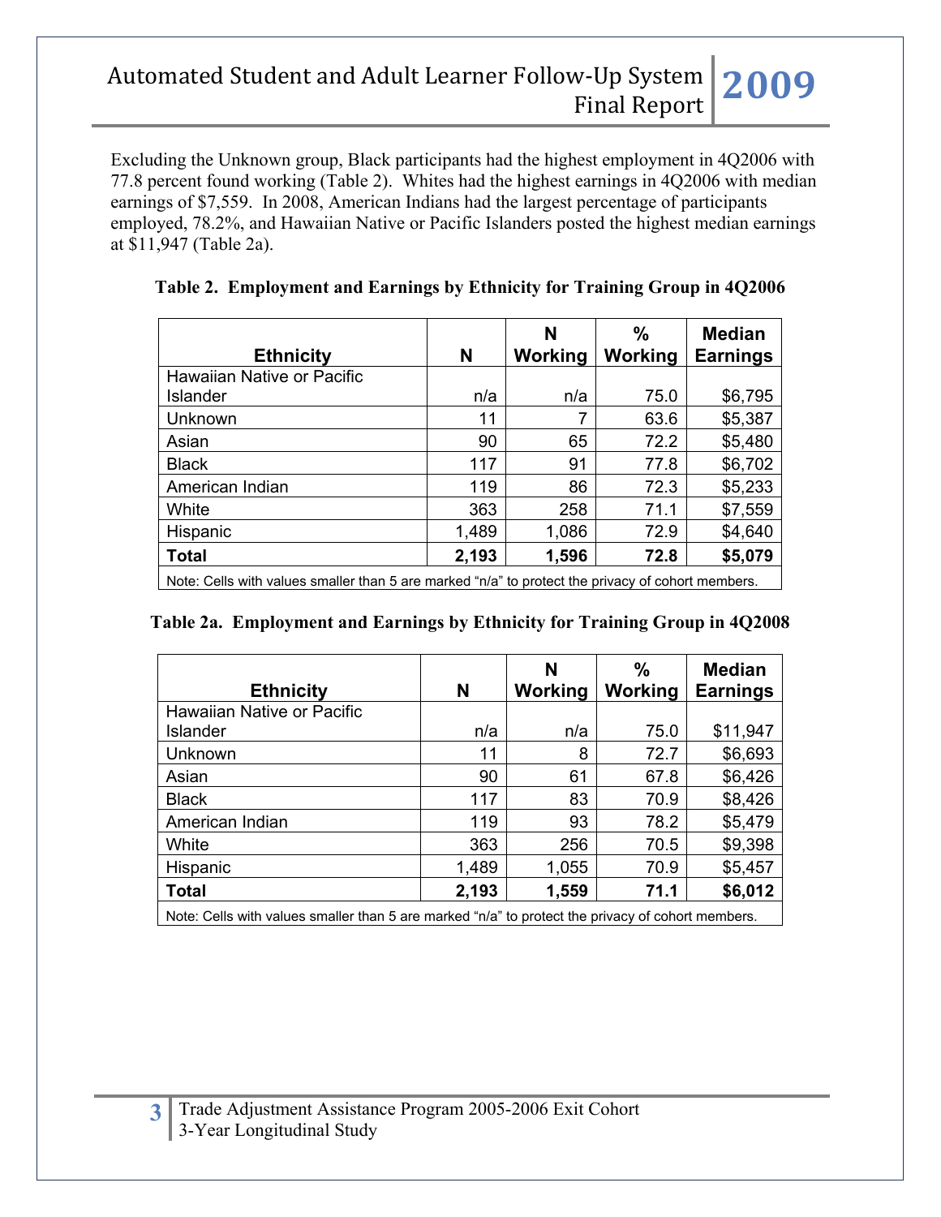Excluding the Unknown group, Black participants had the highest employment in 4Q2006 with 77.8 percent found working (Table 2). Whites had the highest earnings in 4Q2006 with median earnings of $7,559. In 2008, American Indians had the largest percentage of participants employed, 78.2%, and Hawaiian Native or Pacific Islanders posted the highest median earnings at $11,947 (Table 2a).

**Table 2. Employment and Earnings by Ethnicity for Training Group in 4Q2006**

| Ethnicity | N | N Working | % Working | Median Earnings |
|---|---|---|---|---|
| Hawaiian Native or Pacific Islander | n/a | n/a | 75.0 | $6,795 |
| Unknown | 11 | 7 | 63.6 | $5,387 |
| Asian | 90 | 65 | 72.2 | $5,480 |
| Black | 117 | 91 | 77.8 | $6,702 |
| American Indian | 119 | 86 | 72.3 | $5,233 |
| White | 363 | 258 | 71.1 | $7,559 |
| Hispanic | 1,489 | 1,086 | 72.9 | $4,640 |
| **Total** | **2,193** | **1,596** | **72.8** | **$5,079** |

Note: Cells with values smaller than 5 are marked "n/a" to protect the privacy of cohort members.

**Table 2a. Employment and Earnings by Ethnicity for Training Group in 4Q2008**

| Ethnicity | N | N Working | % Working | Median Earnings |
|---|---|---|---|---|
| Hawaiian Native or Pacific Islander | n/a | n/a | 75.0 | $11,947 |
| Unknown | 11 | 8 | 72.7 | $6,693 |
| Asian | 90 | 61 | 67.8 | $6,426 |
| Black | 117 | 83 | 70.9 | $8,426 |
| American Indian | 119 | 93 | 78.2 | $5,479 |
| White | 363 | 256 | 70.5 | $9,398 |
| Hispanic | 1,489 | 1,055 | 70.9 | $5,457 |
| **Total** | **2,193** | **1,559** | **71.1** | **$6,012** |

Note: Cells with values smaller than 5 are marked "n/a" to protect the privacy of cohort members.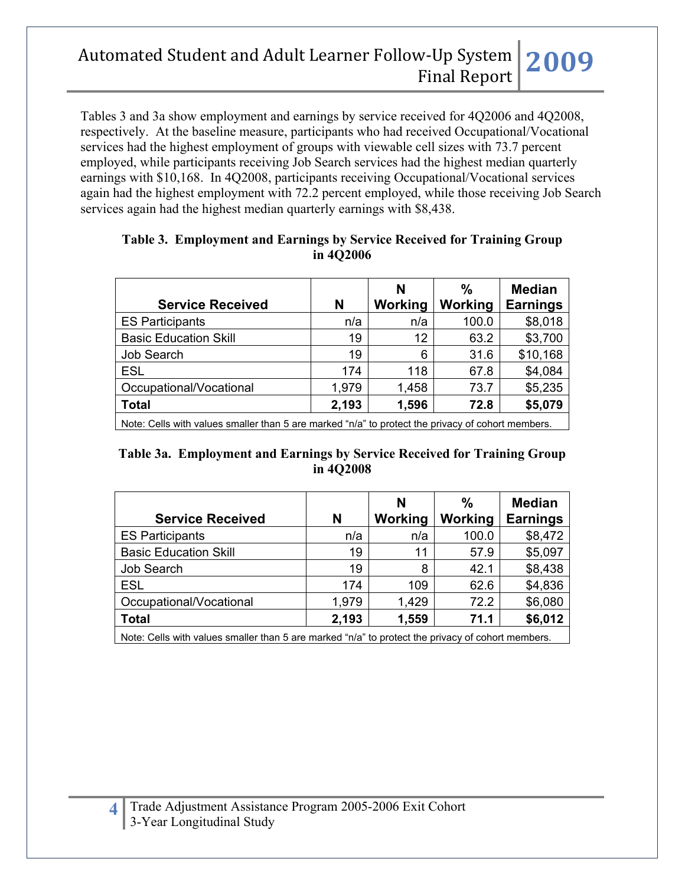Tables 3 and 3a show employment and earnings by service received for 4Q2006 and 4Q2008, respectively. At the baseline measure, participants who had received Occupational/Vocational services had the highest employment of groups with viewable cell sizes with 73.7 percent employed, while participants receiving Job Search services had the highest median quarterly earnings with $10,168. In 4Q2008, participants receiving Occupational/Vocational services again had the highest employment with 72.2 percent employed, while those receiving Job Search services again had the highest median quarterly earnings with $8,438.

**Table 3. Employment and Earnings by Service Received for Training Group in 4Q2006**

| Service Received | N | N Working | % Working | Median Earnings |
|---|---|---|---|---|
| ES Participants | n/a | n/a | 100.0 | $8,018 |
| Basic Education Skill | 19 | 12 | 63.2 | $3,700 |
| Job Search | 19 | 6 | 31.6 | $10,168 |
| ESL | 174 | 118 | 67.8 | $4,084 |
| Occupational/Vocational | 1,979 | 1,458 | 73.7 | $5,235 |
| **Total** | **2,193** | **1,596** | **72.8** | **$5,079** |

Note: Cells with values smaller than 5 are marked “n/a” to protect the privacy of cohort members.

**Table 3a. Employment and Earnings by Service Received for Training Group in 4Q2008**

| Service Received | N | N Working | % Working | Median Earnings |
|---|---|---|---|---|
| ES Participants | n/a | n/a | 100.0 | $8,472 |
| Basic Education Skill | 19 | 11 | 57.9 | $5,097 |
| Job Search | 19 | 8 | 42.1 | $8,438 |
| ESL | 174 | 109 | 62.6 | $4,836 |
| Occupational/Vocational | 1,979 | 1,429 | 72.2 | $6,080 |
| **Total** | **2,193** | **1,559** | **71.1** | **$6,012** |

Note: Cells with values smaller than 5 are marked “n/a” to protect the privacy of cohort members.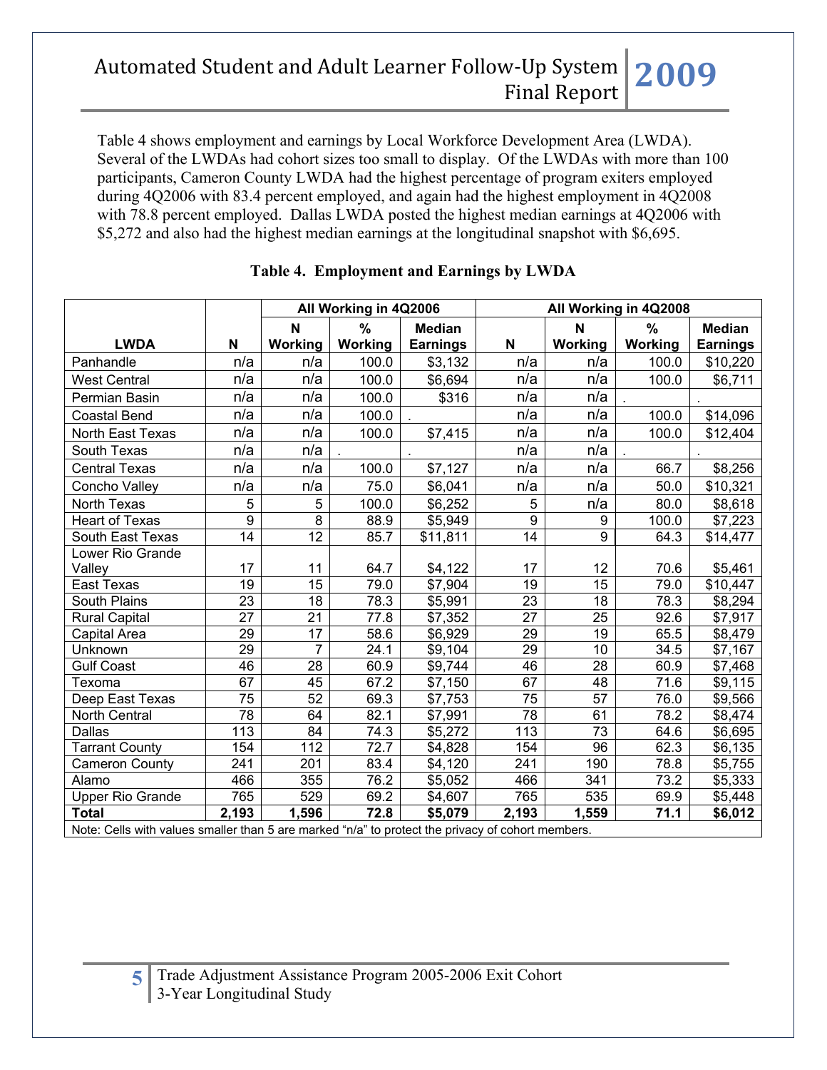Table 4 shows employment and earnings by Local Workforce Development Area (LWDA). Several of the LWDAs had cohort sizes too small to display. Of the LWDAs with more than 100 participants, Cameron County LWDA had the highest percentage of program exiters employed during 4Q2006 with 83.4 percent employed, and again had the highest employment in 4Q2008 with 78.8 percent employed. Dallas LWDA posted the highest median earnings at 4Q2006 with $5,272 and also had the highest median earnings at the longitudinal snapshot with $6,695.

**Table 4. Employment and Earnings by LWDA**

| LWDA | N | All Working in 4Q2006 | | | All Working in 4Q2008 | | | |
|---|---|---|---|---|---|---|---|---|
| | | N Working | % Working | Median Earnings | N | N Working | % Working | Median Earnings |
| Panhandle | n/a | n/a | 100.0 | $3,132 | n/a | n/a | 100.0 | $10,220 |
| West Central | n/a | n/a | 100.0 | $6,694 | n/a | n/a | 100.0 | $6,711 |
| Permian Basin | n/a | n/a | 100.0 | $316 | n/a | n/a | . | . |
| Coastal Bend | n/a | n/a | 100.0 | . | n/a | n/a | 100.0 | $14,096 |
| North East Texas | n/a | n/a | 100.0 | $7,415 | n/a | n/a | 100.0 | $12,404 |
| South Texas | n/a | n/a | . | . | n/a | n/a | . | . |
| Central Texas | n/a | n/a | 100.0 | $7,127 | n/a | n/a | 66.7 | $8,256 |
| Concho Valley | n/a | n/a | 75.0 | $6,041 | n/a | n/a | 50.0 | $10,321 |
| North Texas | 5 | 5 | 100.0 | $6,252 | 5 | n/a | 80.0 | $8,618 |
| Heart of Texas | 9 | 8 | 88.9 | $5,949 | 9 | 9 | 100.0 | $7,223 |
| South East Texas | 14 | 12 | 85.7 | $11,811 | 14 | 9 | 64.3 | $14,477 |
| Lower Rio Grande Valley | 17 | 11 | 64.7 | $4,122 | 17 | 12 | 70.6 | $5,461 |
| East Texas | 19 | 15 | 79.0 | $7,904 | 19 | 15 | 79.0 | $10,447 |
| South Plains | 23 | 18 | 78.3 | $5,991 | 23 | 18 | 78.3 | $8,294 |
| Rural Capital | 27 | 21 | 77.8 | $7,352 | 27 | 25 | 92.6 | $7,917 |
| Capital Area | 29 | 17 | 58.6 | $6,929 | 29 | 19 | 65.5 | $8,479 |
| Unknown | 29 | 7 | 24.1 | $9,104 | 29 | 10 | 34.5 | $7,167 |
| Gulf Coast | 46 | 28 | 60.9 | $9,744 | 46 | 28 | 60.9 | $7,468 |
| Texoma | 67 | 45 | 67.2 | $7,150 | 67 | 48 | 71.6 | $9,115 |
| Deep East Texas | 75 | 52 | 69.3 | $7,753 | 75 | 57 | 76.0 | $9,566 |
| North Central | 78 | 64 | 82.1 | $7,991 | 78 | 61 | 78.2 | $8,474 |
| Dallas | 113 | 84 | 74.3 | $5,272 | 113 | 73 | 64.6 | $6,695 |
| Tarrant County | 154 | 112 | 72.7 | $4,828 | 154 | 96 | 62.3 | $6,135 |
| Cameron County | 241 | 201 | 83.4 | $4,120 | 241 | 190 | 78.8 | $5,755 |
| Alamo | 466 | 355 | 76.2 | $5,052 | 466 | 341 | 73.2 | $5,333 |
| Upper Rio Grande | 765 | 529 | 69.2 | $4,607 | 765 | 535 | 69.9 | $5,448 |
| **Total** | **2,193** | **1,596** | **72.8** | **$5,079** | **2,193** | **1,559** | **71.1** | **$6,012** |

Note: Cells with values smaller than 5 are marked “n/a” to protect the privacy of cohort members.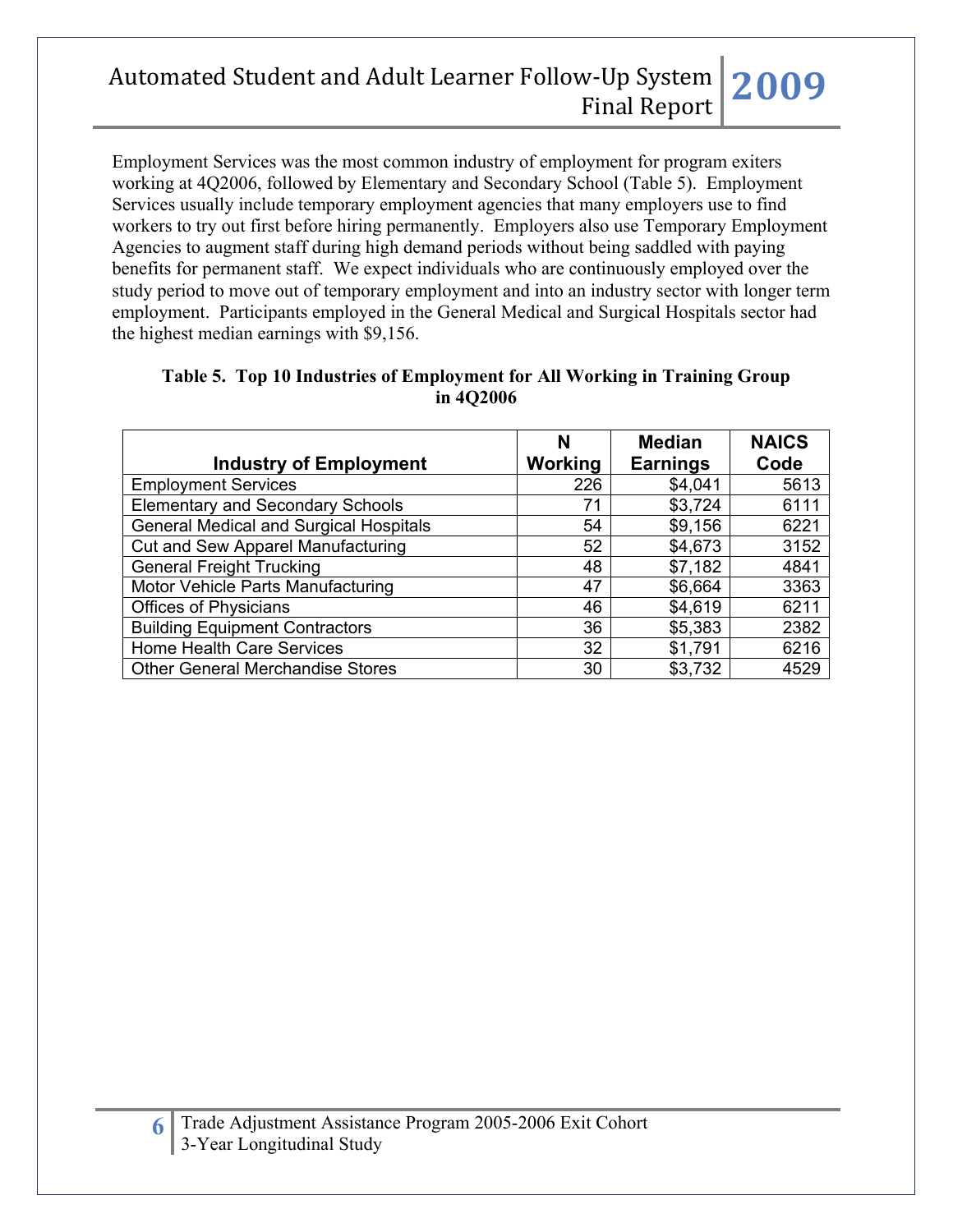Employment Services was the most common industry of employment for program exiters working at 4Q2006, followed by Elementary and Secondary School (Table 5). Employment Services usually include temporary employment agencies that many employers use to find workers to try out first before hiring permanently. Employers also use Temporary Employment Agencies to augment staff during high demand periods without being saddled with paying benefits for permanent staff. We expect individuals who are continuously employed over the study period to move out of temporary employment and into an industry sector with longer term employment. Participants employed in the General Medical and Surgical Hospitals sector had the highest median earnings with $9,156.

**Table 5. Top 10 Industries of Employment for All Working in Training Group in 4Q2006**

| Industry of Employment | N Working | Median Earnings | NAICS Code |
|---|---|---|---|
| Employment Services | 226 | $4,041 | 5613 |
| Elementary and Secondary Schools | 71 | $3,724 | 6111 |
| General Medical and Surgical Hospitals | 54 | $9,156 | 6221 |
| Cut and Sew Apparel Manufacturing | 52 | $4,673 | 3152 |
| General Freight Trucking | 48 | $7,182 | 4841 |
| Motor Vehicle Parts Manufacturing | 47 | $6,664 | 3363 |
| Offices of Physicians | 46 | $4,619 | 6211 |
| Building Equipment Contractors | 36 | $5,383 | 2382 |
| Home Health Care Services | 32 | $1,791 | 6216 |
| Other General Merchandise Stores | 30 | $3,732 | 4529 |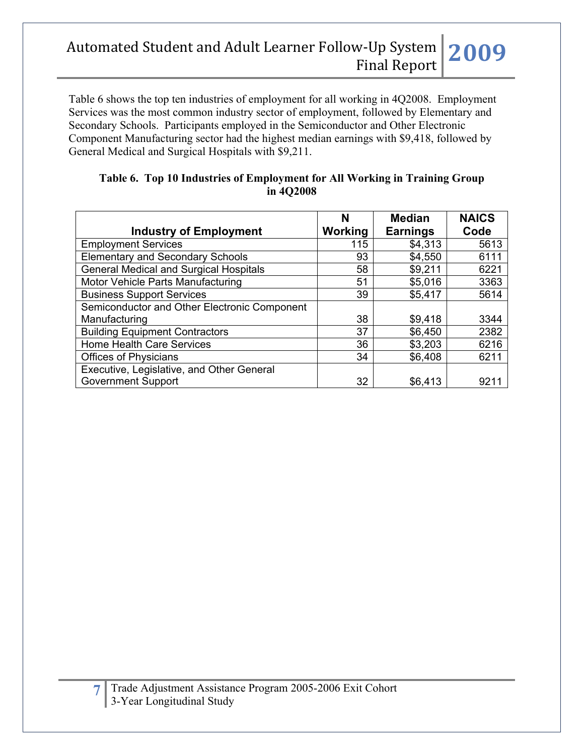Table 6 shows the top ten industries of employment for all working in 4Q2008. Employment Services was the most common industry sector of employment, followed by Elementary and Secondary Schools. Participants employed in the Semiconductor and Other Electronic Component Manufacturing sector had the highest median earnings with $9,418, followed by General Medical and Surgical Hospitals with $9,211.

**Table 6. Top 10 Industries of Employment for All Working in Training Group in 4Q2008**

| Industry of Employment | N Working | Median Earnings | NAICS Code |
|---|---|---|---|
| Employment Services | 115 | $4,313 | 5613 |
| Elementary and Secondary Schools | 93 | $4,550 | 6111 |
| General Medical and Surgical Hospitals | 58 | $9,211 | 6221 |
| Motor Vehicle Parts Manufacturing | 51 | $5,016 | 3363 |
| Business Support Services | 39 | $5,417 | 5614 |
| Semiconductor and Other Electronic Component Manufacturing | 38 | $9,418 | 3344 |
| Building Equipment Contractors | 37 | $6,450 | 2382 |
| Home Health Care Services | 36 | $3,203 | 6216 |
| Offices of Physicians | 34 | $6,408 | 6211 |
| Executive, Legislative, and Other General Government Support | 32 | $6,413 | 9211 |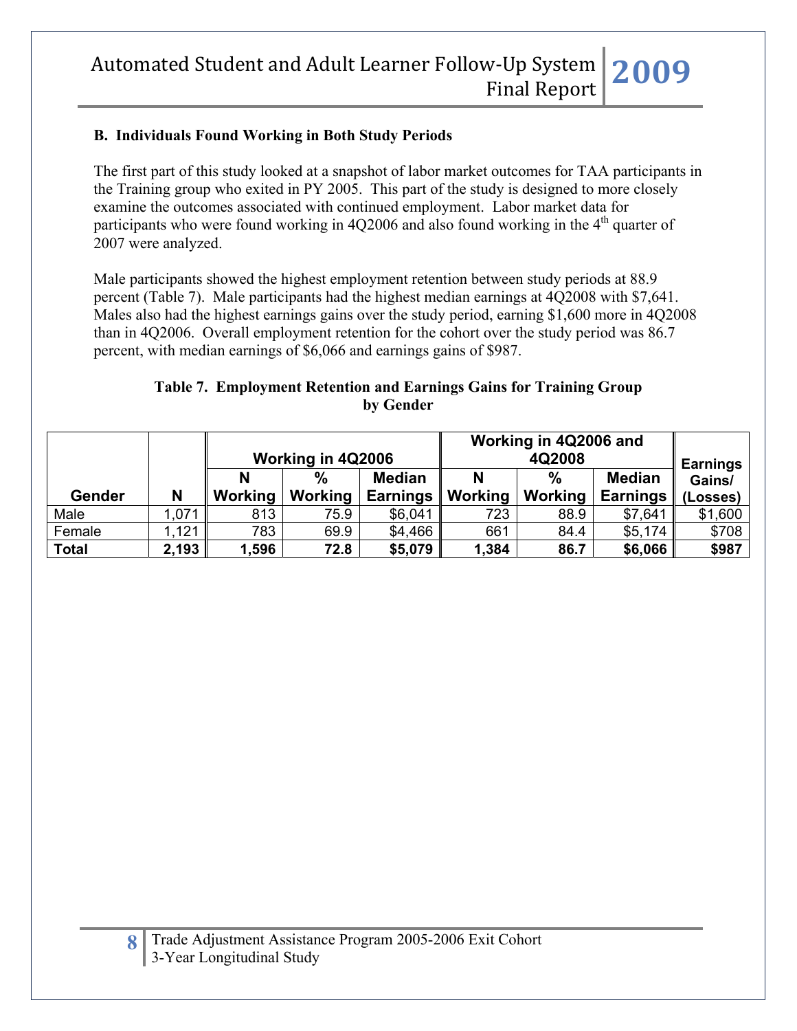### B. Individuals Found Working in Both Study Periods

The first part of this study looked at a snapshot of labor market outcomes for TAA participants in the Training group who exited in PY 2005. This part of the study is designed to more closely examine the outcomes associated with continued employment. Labor market data for participants who were found working in 4Q2006 and also found working in the 4th quarter of 2007 were analyzed.

Male participants showed the highest employment retention between study periods at 88.9 percent (Table 7). Male participants had the highest median earnings at 4Q2008 with $7,641. Males also had the highest earnings gains over the study period, earning $1,600 more in 4Q2008 than in 4Q2006. Overall employment retention for the cohort over the study period was 86.7 percent, with median earnings of $6,066 and earnings gains of $987.

**Table 7. Employment Retention and Earnings Gains for Training Group by Gender**

| | | Working in 4Q2006 | | | Working in 4Q2006 and 4Q2008 | | | |
|---|---|---|---|---|---|---|---|---|
| Gender | N | N Working | % Working | Median Earnings | N Working | % Working | Median Earnings | Earnings Gains/ (Losses) |
| Male | 1,071 | 813 | 75.9 | $6,041 | 723 | 88.9 | $7,641 | $1,600 |
| Female | 1,121 | 783 | 69.9 | $4,466 | 661 | 84.4 | $5,174 | $708 |
| **Total** | **2,193** | **1,596** | **72.8** | **$5,079** | **1,384** | **86.7** | **$6,066** | **$987** |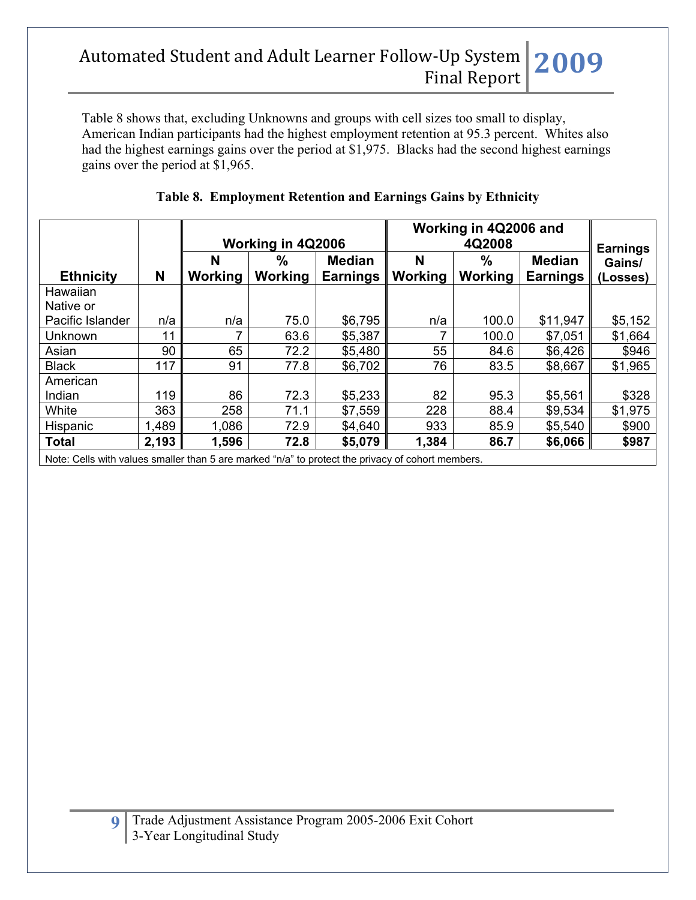Table 8 shows that, excluding Unknowns and groups with cell sizes too small to display, American Indian participants had the highest employment retention at 95.3 percent. Whites also had the highest earnings gains over the period at $1,975. Blacks had the second highest earnings gains over the period at $1,965.

**Table 8. Employment Retention and Earnings Gains by Ethnicity**

| Ethnicity | N | Working in 4Q2006 | | | Working in 4Q2006 and 4Q2008 | | | Earnings Gains/ (Losses) |
|---|---|---|---|---|---|---|---|---|
| | | N Working | % Working | Median Earnings | N Working | % Working | Median Earnings | |
| Hawaiian Native or Pacific Islander | n/a | n/a | 75.0 | $6,795 | n/a | 100.0 | $11,947 | $5,152 |
| Unknown | 11 | 7 | 63.6 | $5,387 | 7 | 100.0 | $7,051 | $1,664 |
| Asian | 90 | 65 | 72.2 | $5,480 | 55 | 84.6 | $6,426 | $946 |
| Black | 117 | 91 | 77.8 | $6,702 | 76 | 83.5 | $8,667 | $1,965 |
| American Indian | 119 | 86 | 72.3 | $5,233 | 82 | 95.3 | $5,561 | $328 |
| White | 363 | 258 | 71.1 | $7,559 | 228 | 88.4 | $9,534 | $1,975 |
| Hispanic | 1,489 | 1,086 | 72.9 | $4,640 | 933 | 85.9 | $5,540 | $900 |
| **Total** | **2,193** | **1,596** | **72.8** | **$5,079** | **1,384** | **86.7** | **$6,066** | **$987** |

Note: Cells with values smaller than 5 are marked "n/a" to protect the privacy of cohort members.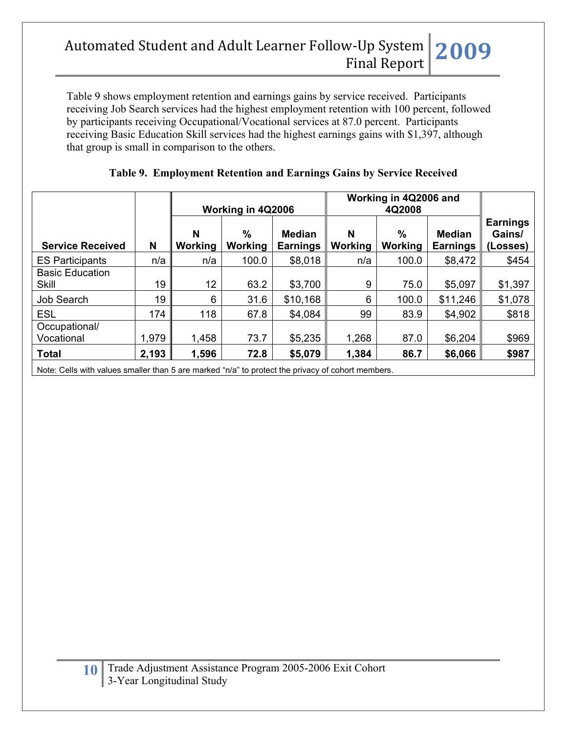Table 9 shows employment retention and earnings gains by service received. Participants receiving Job Search services had the highest employment retention with 100 percent, followed by participants receiving Occupational/Vocational services at 87.0 percent. Participants receiving Basic Education Skill services had the highest earnings gains with $1,397, although that group is small in comparison to the others.

**Table 9. Employment Retention and Earnings Gains by Service Received**

| | | Working in 4Q2006 | | | Working in 4Q2006 and 4Q2008 | | | |
|---|---|---|---|---|---|---|---|---|
| **Service Received** | **N** | **N Working** | **% Working** | **Median Earnings** | **N Working** | **% Working** | **Median Earnings** | **Earnings Gains/ (Losses)** |
| ES Participants | n/a | n/a | 100.0 | $8,018 | n/a | 100.0 | $8,472 | $454 |
| Basic Education Skill | 19 | 12 | 63.2 | $3,700 | 9 | 75.0 | $5,097 | $1,397 |
| Job Search | 19 | 6 | 31.6 | $10,168 | 6 | 100.0 | $11,246 | $1,078 |
| ESL | 174 | 118 | 67.8 | $4,084 | 99 | 83.9 | $4,902 | $818 |
| Occupational/ Vocational | 1,979 | 1,458 | 73.7 | $5,235 | 1,268 | 87.0 | $6,204 | $969 |
| **Total** | **2,193** | **1,596** | **72.8** | **$5,079** | **1,384** | **86.7** | **$6,066** | **$987** |

Note: Cells with values smaller than 5 are marked "n/a" to protect the privacy of cohort members.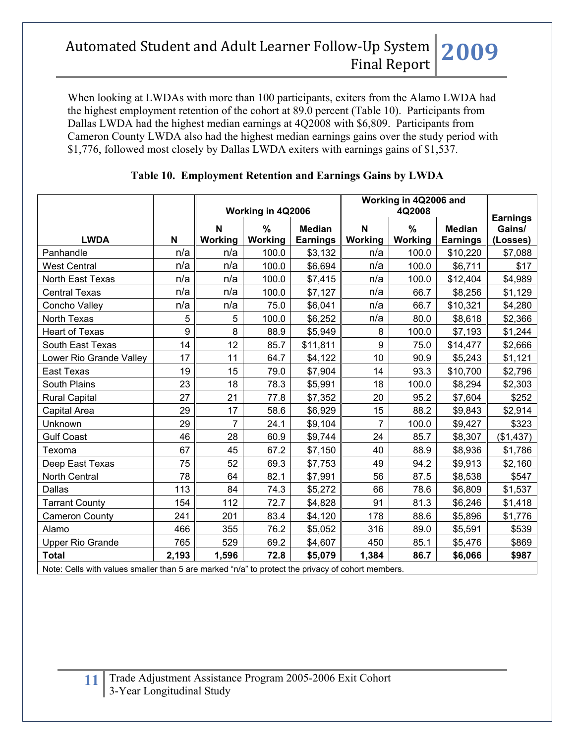When looking at LWDAs with more than 100 participants, exiters from the Alamo LWDA had the highest employment retention of the cohort at 89.0 percent (Table 10). Participants from Dallas LWDA had the highest median earnings at 4Q2008 with $6,809. Participants from Cameron County LWDA also had the highest median earnings gains over the study period with $1,776, followed most closely by Dallas LWDA exiters with earnings gains of $1,537.

**Table 10. Employment Retention and Earnings Gains by LWDA**

| LWDA | N | Working in 4Q2006 | | | Working in 4Q2006 and 4Q2008 | | | Earnings Gains/ (Losses) |
|---|---|---|---|---|---|---|---|---|
| | | N Working | % Working | Median Earnings | N Working | % Working | Median Earnings | |
| Panhandle | n/a | n/a | 100.0 | $3,132 | n/a | 100.0 | $10,220 | $7,088 |
| West Central | n/a | n/a | 100.0 | $6,694 | n/a | 100.0 | $6,711 | $17 |
| North East Texas | n/a | n/a | 100.0 | $7,415 | n/a | 100.0 | $12,404 | $4,989 |
| Central Texas | n/a | n/a | 100.0 | $7,127 | n/a | 66.7 | $8,256 | $1,129 |
| Concho Valley | n/a | n/a | 75.0 | $6,041 | n/a | 66.7 | $10,321 | $4,280 |
| North Texas | 5 | 5 | 100.0 | $6,252 | n/a | 80.0 | $8,618 | $2,366 |
| Heart of Texas | 9 | 8 | 88.9 | $5,949 | 8 | 100.0 | $7,193 | $1,244 |
| South East Texas | 14 | 12 | 85.7 | $11,811 | 9 | 75.0 | $14,477 | $2,666 |
| Lower Rio Grande Valley | 17 | 11 | 64.7 | $4,122 | 10 | 90.9 | $5,243 | $1,121 |
| East Texas | 19 | 15 | 79.0 | $7,904 | 14 | 93.3 | $10,700 | $2,796 |
| South Plains | 23 | 18 | 78.3 | $5,991 | 18 | 100.0 | $8,294 | $2,303 |
| Rural Capital | 27 | 21 | 77.8 | $7,352 | 20 | 95.2 | $7,604 | $252 |
| Capital Area | 29 | 17 | 58.6 | $6,929 | 15 | 88.2 | $9,843 | $2,914 |
| Unknown | 29 | 7 | 24.1 | $9,104 | 7 | 100.0 | $9,427 | $323 |
| Gulf Coast | 46 | 28 | 60.9 | $9,744 | 24 | 85.7 | $8,307 | ($1,437) |
| Texoma | 67 | 45 | 67.2 | $7,150 | 40 | 88.9 | $8,936 | $1,786 |
| Deep East Texas | 75 | 52 | 69.3 | $7,753 | 49 | 94.2 | $9,913 | $2,160 |
| North Central | 78 | 64 | 82.1 | $7,991 | 56 | 87.5 | $8,538 | $547 |
| Dallas | 113 | 84 | 74.3 | $5,272 | 66 | 78.6 | $6,809 | $1,537 |
| Tarrant County | 154 | 112 | 72.7 | $4,828 | 91 | 81.3 | $6,246 | $1,418 |
| Cameron County | 241 | 201 | 83.4 | $4,120 | 178 | 88.6 | $5,896 | $1,776 |
| Alamo | 466 | 355 | 76.2 | $5,052 | 316 | 89.0 | $5,591 | $539 |
| Upper Rio Grande | 765 | 529 | 69.2 | $4,607 | 450 | 85.1 | $5,476 | $869 |
| **Total** | **2,193** | **1,596** | **72.8** | **$5,079** | **1,384** | **86.7** | **$6,066** | **$987** |

Note: Cells with values smaller than 5 are marked “n/a” to protect the privacy of cohort members.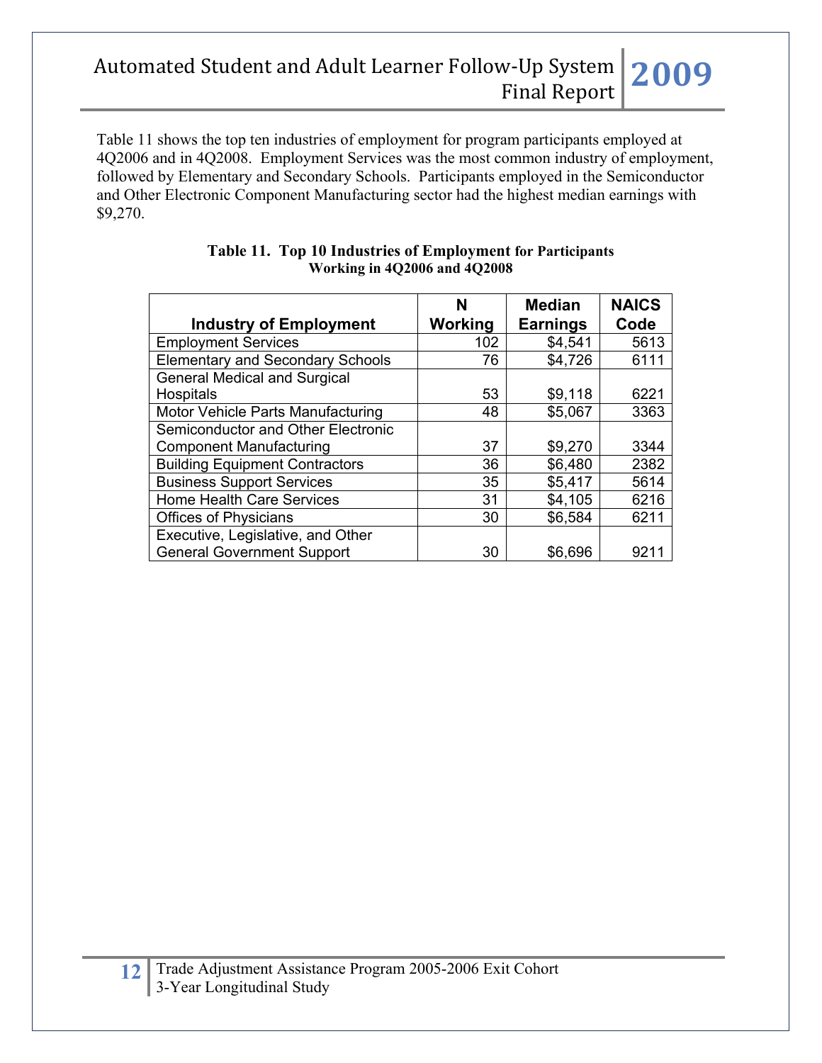Table 11 shows the top ten industries of employment for program participants employed at 4Q2006 and in 4Q2008. Employment Services was the most common industry of employment, followed by Elementary and Secondary Schools. Participants employed in the Semiconductor and Other Electronic Component Manufacturing sector had the highest median earnings with $9,270.

**Table 11. Top 10 Industries of Employment for Participants Working in 4Q2006 and 4Q2008**

| Industry of Employment | N Working | Median Earnings | NAICS Code |
|---|---|---|---|
| Employment Services | 102 | $4,541 | 5613 |
| Elementary and Secondary Schools | 76 | $4,726 | 6111 |
| General Medical and Surgical Hospitals | 53 | $9,118 | 6221 |
| Motor Vehicle Parts Manufacturing | 48 | $5,067 | 3363 |
| Semiconductor and Other Electronic Component Manufacturing | 37 | $9,270 | 3344 |
| Building Equipment Contractors | 36 | $6,480 | 2382 |
| Business Support Services | 35 | $5,417 | 5614 |
| Home Health Care Services | 31 | $4,105 | 6216 |
| Offices of Physicians | 30 | $6,584 | 6211 |
| Executive, Legislative, and Other General Government Support | 30 | $6,696 | 9211 |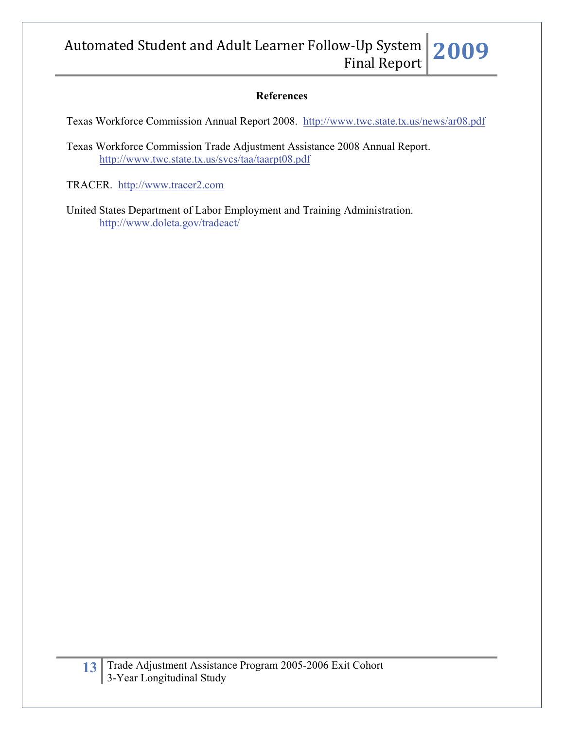## References

Texas Workforce Commission Annual Report 2008. http://www.twc.state.tx.us/news/ar08.pdf

Texas Workforce Commission Trade Adjustment Assistance 2008 Annual Report. http://www.twc.state.tx.us/svcs/taa/taarpt08.pdf

TRACER. http://www.tracer2.com

United States Department of Labor Employment and Training Administration. http://www.doleta.gov/tradeact/